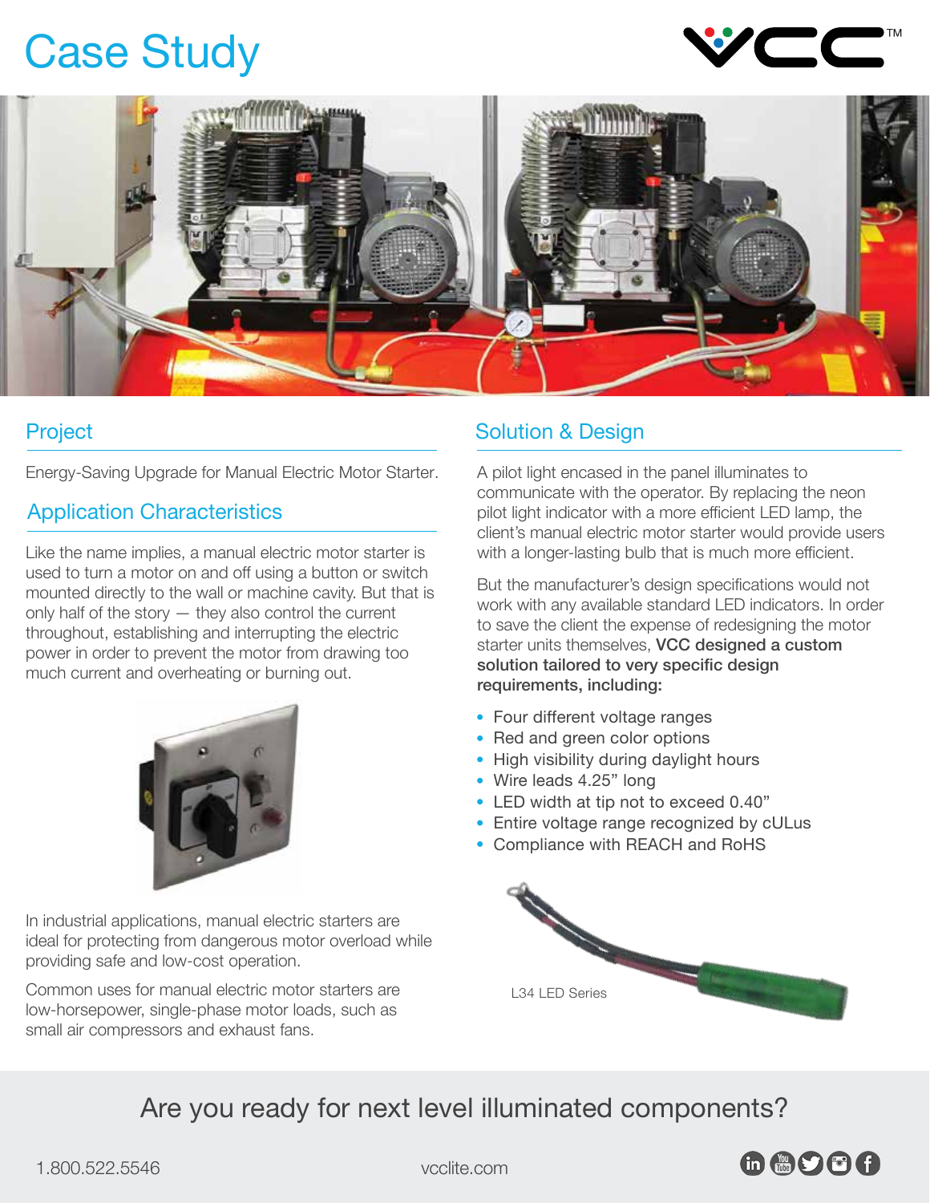# Case Study

## Project

Energy-Saving Upgrade for Manual Electric Motor Starter.

## Application Characteristics

Like the name implies, a manual electric motor starter is used to turn a motor on and off using a button or switch mounted directly to the wall or machine cavity. But that is only half of the story — they also control the current throughout, establishing and interrupting the electric power in order to prevent the motor from drawing too much current and overheating or burning out.

In industrial applications, manual electric starters are ideal for protecting from dangerous motor overload while providing safe and low-cost operation.

Common uses for manual electric motor starters are low-horsepower, single-phase motor loads, such as small air compressors and exhaust fans.

## Solution & Design

A pilot light encased in the panel illuminates to communicate with the operator. By replacing the neon pilot light indicator with a more efficient LED lamp, the client's manual electric motor starter would provide users with a longer-lasting bulb that is much more efficient.

But the manufacturer's design specifications would not work with any available standard LED indicators. In order to save the client the expense of redesigning the motor starter units themselves, **VCC designed a custom solution tailored to very specific design requirements, including:**

- Four different voltage ranges
- Red and green color options
- High visibility during daylight hours
- Wire leads 4.25" long
- LED width at tip not to exceed 0.40"
- Entire voltage range recognized by cULus
- Compliance with REACH and RoHS

L34 LED Series

Are you ready for next level illuminated components?

1.800.522.5546

vcclite.com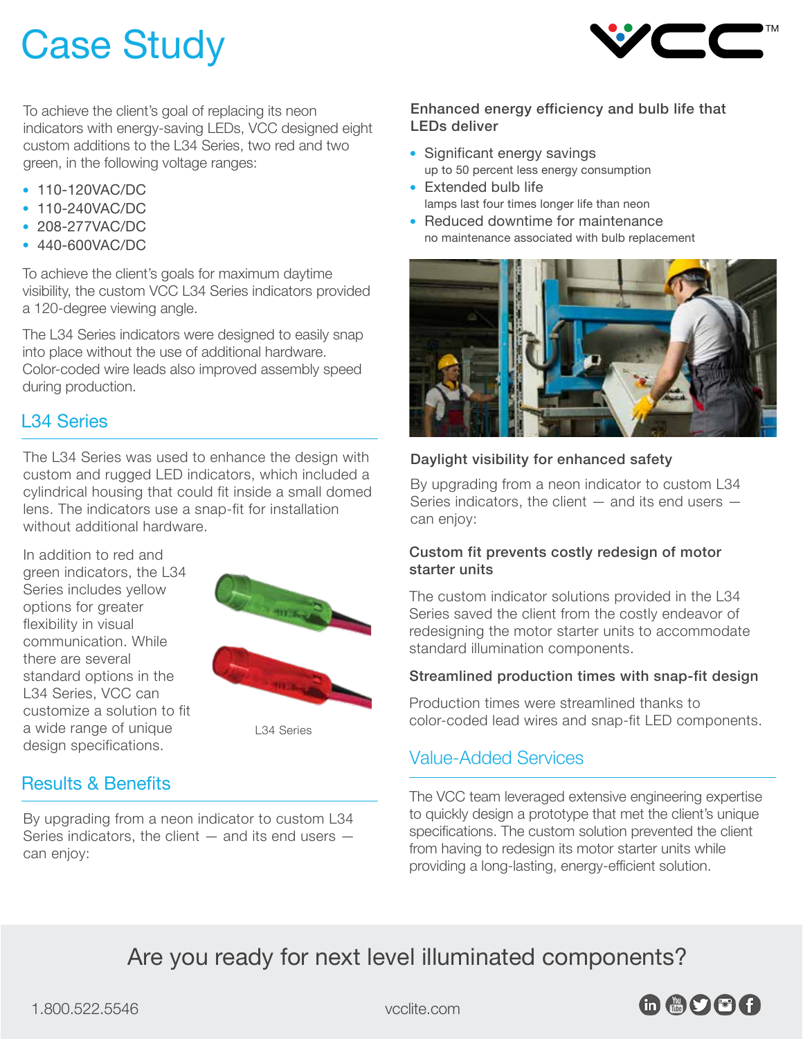# Case Study

To achieve the client's goal of replacing its neon indicators with energy-saving LEDs, VCC designed eight custom additions to the L34 Series, two red and two green, in the following voltage ranges:

- 110-120VAC/DC
- 110-240VAC/DC
- 208-277VAC/DC
- 440-600VAC/DC

To achieve the client's goals for maximum daytime visibility, the custom VCC L34 Series indicators provided a 120-degree viewing angle.

The L34 Series indicators were designed to easily snap into place without the use of additional hardware. Color-coded wire leads also improved assembly speed during production.

## L34 Series

The L34 Series was used to enhance the design with custom and rugged LED indicators, which included a cylindrical housing that could fit inside a small domed lens. The indicators use a snap-fit for installation without additional hardware.

In addition to red and green indicators, the L34 Series includes yellow options for greater flexibility in visual communication. While there are several standard options in the L34 Series, VCC can customize a solution to fit a wide range of unique design specifications.

L34 Series

## Results & Benefits

By upgrading from a neon indicator to custom L34 Series indicators, the client — and its end users — can enjoy:

### Enhanced energy efficiency and bulb life that LEDs deliver

- Significant energy savings
  up to 50 percent less energy consumption
- Extended bulb life
  lamps last four times longer life than neon
- Reduced downtime for maintenance
  no maintenance associated with bulb replacement

### Daylight visibility for enhanced safety

By upgrading from a neon indicator to custom L34 Series indicators, the client — and its end users — can enjoy:

### Custom fit prevents costly redesign of motor starter units

The custom indicator solutions provided in the L34 Series saved the client from the costly endeavor of redesigning the motor starter units to accommodate standard illumination components.

### Streamlined production times with snap-fit design

Production times were streamlined thanks to color-coded lead wires and snap-fit LED components.

## Value-Added Services

The VCC team leveraged extensive engineering expertise to quickly design a prototype that met the client's unique specifications. The custom solution prevented the client from having to redesign its motor starter units while providing a long-lasting, energy-efficient solution.

Are you ready for next level illuminated components?

1.800.522.5546 vcclite.com